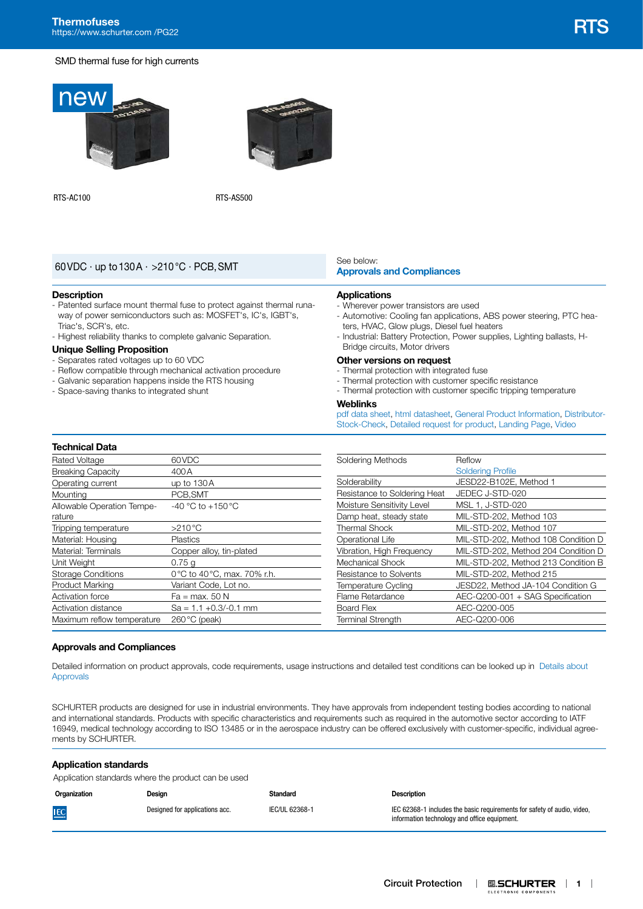# Thermofuses

https://www.schurter.com /PG22

# RTS

SMD thermal fuse for high currents

new

RTS-AC100

RTS-AS500

60 VDC · up to 130 A · >210 °C · PCB, SMT

See below:
**Approvals and Compliances**

## Description

- Patented surface mount thermal fuse to protect against thermal runaway of power semiconductors such as: MOSFET's, IC's, IGBT's, Triac's, SCR's, etc.
- Highest reliability thanks to complete galvanic Separation.

## Unique Selling Proposition

- Separates rated voltages up to 60 VDC
- Reflow compatible through mechanical activation procedure
- Galvanic separation happens inside the RTS housing
- Space-saving thanks to integrated shunt

## Applications

- Wherever power transistors are used
- Automotive: Cooling fan applications, ABS power steering, PTC heaters, HVAC, Glow plugs, Diesel fuel heaters
- Industrial: Battery Protection, Power supplies, Lighting ballasts, H-Bridge circuits, Motor drivers

## Other versions on request

- Thermal protection with integrated fuse
- Thermal protection with customer specific resistance
- Thermal protection with customer specific tripping temperature

## Weblinks

pdf data sheet, html datasheet, General Product Information, Distributor-Stock-Check, Detailed request for product, Landing Page, Video

## Technical Data

| | |
|---|---|
| Rated Voltage | 60 VDC |
| Breaking Capacity | 400 A |
| Operating current | up to 130 A |
| Mounting | PCB,SMT |
| Allowable Operation Temperature | -40 °C to +150 °C |
| Tripping temperature | >210 °C |
| Material: Housing | Plastics |
| Material: Terminals | Copper alloy, tin-plated |
| Unit Weight | 0.75 g |
| Storage Conditions | 0 °C to 40 °C, max. 70% r.h. |
| Product Marking | Variant Code, Lot no. |
| Activation force | Fa = max. 50 N |
| Activation distance | Sa = 1.1 +0.3/-0.1 mm |
| Maximum reflow temperature | 260 °C (peak) |

| | |
|---|---|
| Soldering Methods | Reflow<br>Soldering Profile |
| Solderability | JESD22-B102E, Method 1 |
| Resistance to Soldering Heat | JEDEC J-STD-020 |
| Moisture Sensitivity Level | MSL 1, J-STD-020 |
| Damp heat, steady state | MIL-STD-202, Method 103 |
| Thermal Shock | MIL-STD-202, Method 107 |
| Operational Life | MIL-STD-202, Method 108 Condition D |
| Vibration, High Frequency | MIL-STD-202, Method 204 Condition D |
| Mechanical Shock | MIL-STD-202, Method 213 Condition B |
| Resistance to Solvents | MIL-STD-202, Method 215 |
| Temperature Cycling | JESD22, Method JA-104 Condition G |
| Flame Retardance | AEC-Q200-001 + SAG Specification |
| Board Flex | AEC-Q200-005 |
| Terminal Strength | AEC-Q200-006 |

## Approvals and Compliances

Detailed information on product approvals, code requirements, usage instructions and detailed test conditions can be looked up in Details about Approvals

SCHURTER products are designed for use in industrial environments. They have approvals from independent testing bodies according to national and international standards. Products with specific characteristics and requirements such as as required in the automotive sector according to IATF 16949, medical technology according to ISO 13485 or in the aerospace industry can be offered exclusively with customer-specific, individual agreements by SCHURTER.

## Application standards

Application standards where the product can be used

| Organization | Design | Standard | Description |
|---|---|---|---|
| IEC | Designed for applications acc. | IEC/UL 62368-1 | IEC 62368-1 includes the basic requirements for safety of audio, video, information technology and office equipment. |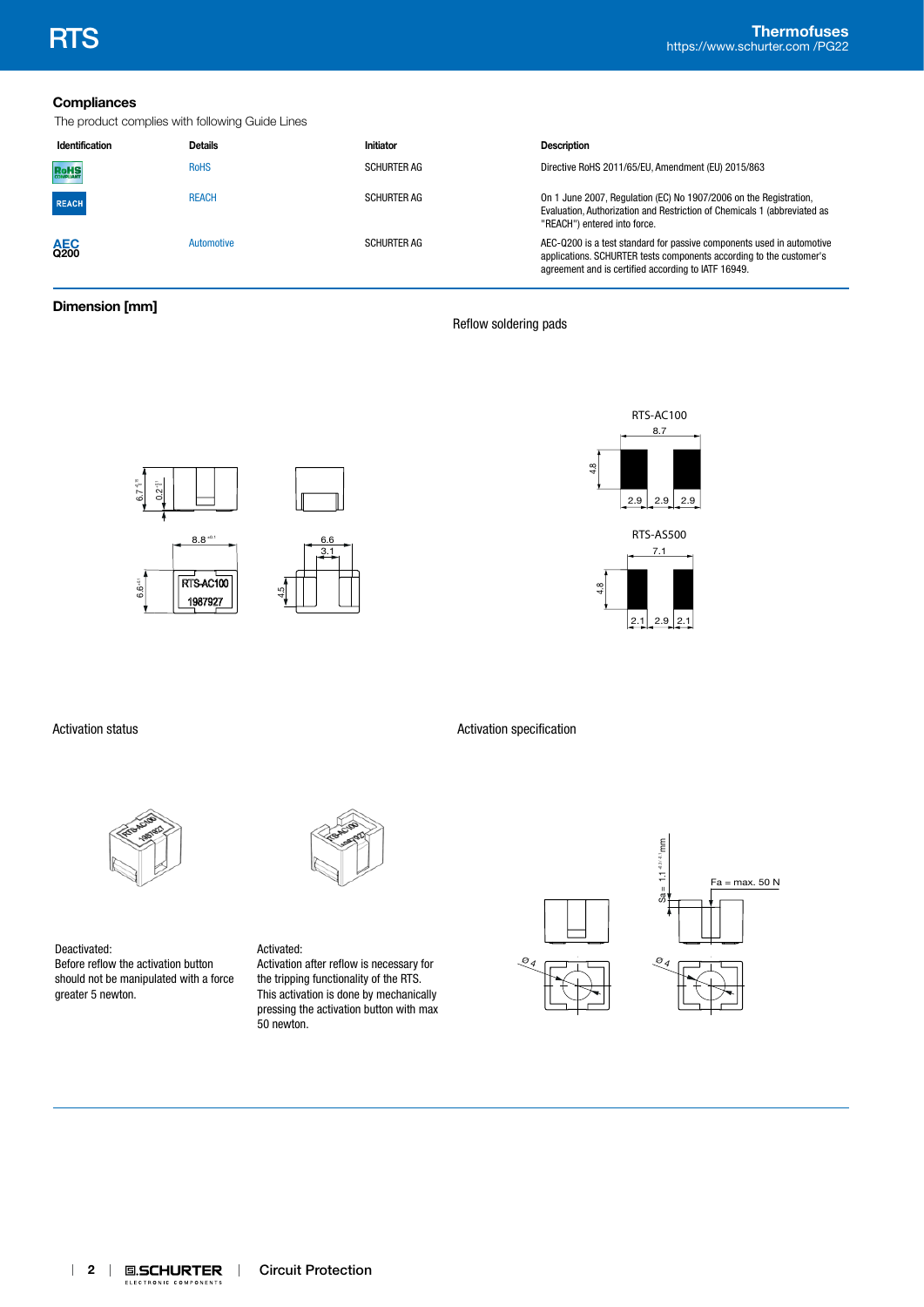## Compliances

The product complies with following Guide Lines

| Identification | Details | Initiator | Description |
|---|---|---|---|
| RoHS | RoHS | SCHURTER AG | Directive RoHS 2011/65/EU, Amendment (EU) 2015/863 |
| REACH | REACH | SCHURTER AG | On 1 June 2007, Regulation (EC) No 1907/2006 on the Registration, Evaluation, Authorization and Restriction of Chemicals 1 (abbreviated as "REACH") entered into force. |
| AEC Q200 | Automotive | SCHURTER AG | AEC-Q200 is a test standard for passive components used in automotive applications. SCHURTER tests components according to the customer's agreement and is certified according to IATF 16949. |

## Dimension [mm]

### Reflow soldering pads

RTS-AC100

RTS-AS500

### Activation status

Deactivated:
Before reflow the activation button should not be manipulated with a force greater 5 newton.

Activated:
Activation after reflow is necessary for the tripping functionality of the RTS.
This activation is done by mechanically pressing the activation button with max 50 newton.

### Activation specification

Fa = max. 50 N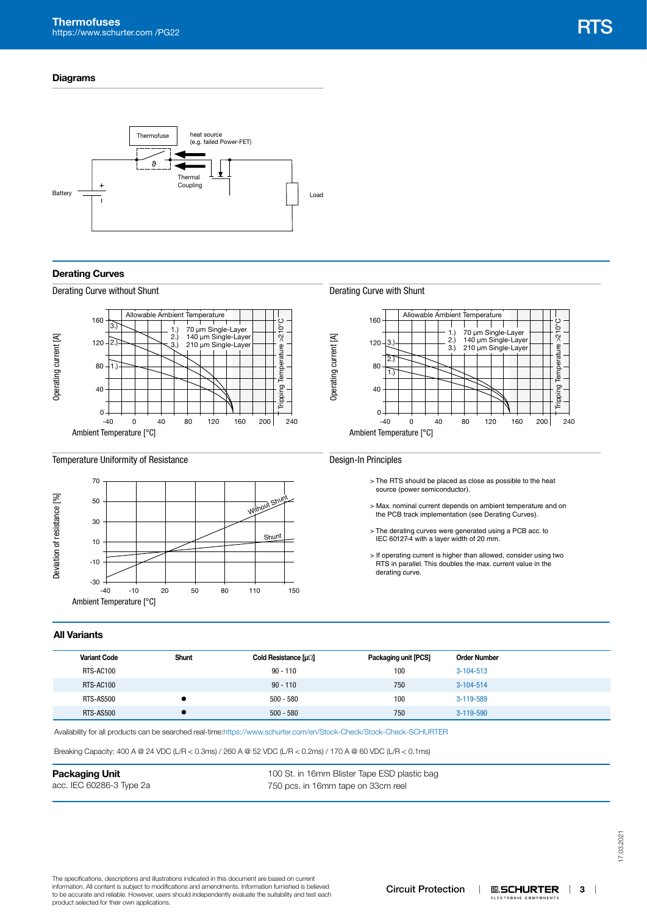## Diagrams

Thermofuse

heat source
(e.g. failed Power-FET)

ϑ

Thermal
Coupling

Battery

+

Load

## Derating Curves

### Derating Curve without Shunt

Allowable Ambient Temperature

1.) 70 µm Single-Layer
2.) 140 µm Single-Layer
3.) 210 µm Single-Layer

Tripping Temperature >210°C

Operating current [A]

160
120
80
40
0

-40 0 40 80 120 160 200 240

Ambient Temperature [°C]

### Derating Curve with Shunt

Allowable Ambient Temperature

1.) 70 µm Single-Layer
2.) 140 µm Single-Layer
3.) 210 µm Single-Layer

Tripping Temperature >210°C

Operating current [A]

160
120
80
40
0

-40 0 40 80 120 160 200 240

Ambient Temperature [°C]

### Temperature Uniformity of Resistance

Deviation of resistance [%]

70
50
30
10
-10
-30

Without Shunt

Shunt

-40 -10 20 50 80 110 150

Ambient Temperature [°C]

### Design-In Principles

- The RTS should be placed as close as possible to the heat source (power semiconductor).
- Max. nominal current depends on ambient temperature and on the PCB track implementation (see Derating Curves).
- The derating curves were generated using a PCB acc. to IEC 60127-4 with a layer width of 20 mm.
- If operating current is higher than allowed, consider using two RTS in parallel. This doubles the max. current value in the derating curve.

## All Variants

| Variant Code | Shunt | Cold Resistance [µΩ] | Packaging unit [PCS] | Order Number |
|---|---|---|---|---|
| RTS-AC100 | | 90 - 110 | 100 | 3-104-513 |
| RTS-AC100 | | 90 - 110 | 750 | 3-104-514 |
| RTS-AS500 | • | 500 - 580 | 100 | 3-119-589 |
| RTS-AS500 | • | 500 - 580 | 750 | 3-119-590 |

Availability for all products can be searched real-time:https://www.schurter.com/en/Stock-Check/Stock-Check-SCHURTER

Breaking Capacity: 400 A @ 24 VDC (L/R < 0.3ms) / 260 A @ 52 VDC (L/R < 0.2ms) / 170 A @ 60 VDC (L/R < 0.1ms)

## Packaging Unit

acc. IEC 60286-3 Type 2a

100 St. in 16mm Blister Tape ESD plastic bag
750 pcs. in 16mm tape on 33cm reel

The specifications, descriptions and illustrations indicated in this document are based on current information. All content is subject to modifications and amendments. Information furnished is believed to be accurate and reliable. However, users should independently evaluate the suitability and test each product selected for their own application.